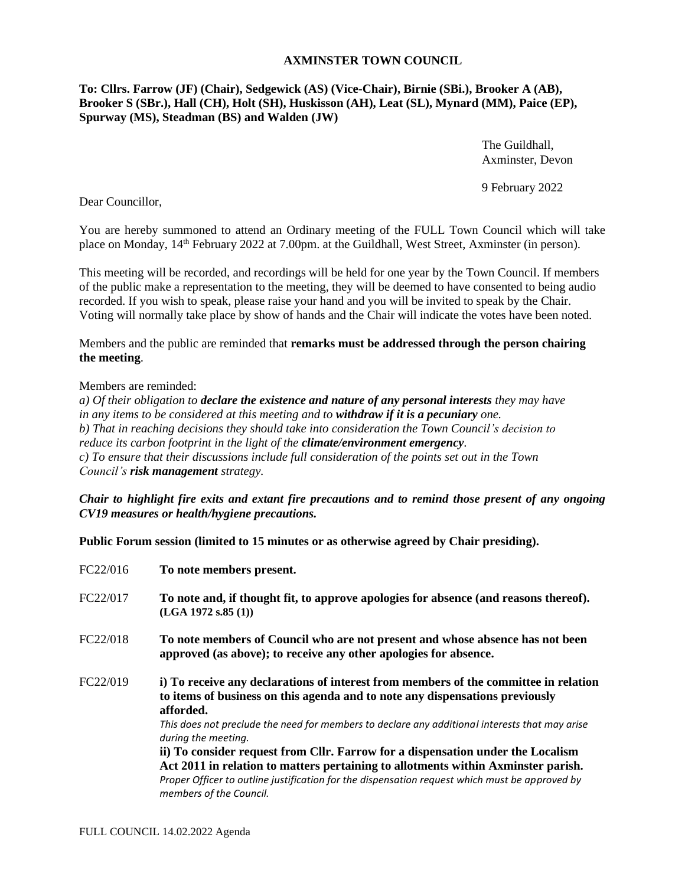# AXMINSTER TOWN COUNCIL

**To: Cllrs. Farrow (JF) (Chair), Sedgewick (AS) (Vice-Chair), Birnie (SBi.), Brooker A (AB), Brooker S (SBr.), Hall (CH), Holt (SH), Huskisson (AH), Leat (SL), Mynard (MM), Paice (EP), Spurway (MS), Steadman (BS) and Walden (JW)**

The Guildhall,
Axminster, Devon

9 February 2022

Dear Councillor,

You are hereby summoned to attend an Ordinary meeting of the FULL Town Council which will take place on Monday, 14th February 2022 at 7.00pm. at the Guildhall, West Street, Axminster (in person).

This meeting will be recorded, and recordings will be held for one year by the Town Council. If members of the public make a representation to the meeting, they will be deemed to have consented to being audio recorded. If you wish to speak, please raise your hand and you will be invited to speak by the Chair. Voting will normally take place by show of hands and the Chair will indicate the votes have been noted.

Members and the public are reminded that **remarks must be addressed through the person chairing the meeting**.

Members are reminded:
*a) Of their obligation to **declare the existence and nature of any personal interests** they may have in any items to be considered at this meeting and to **withdraw if it is a pecuniary** one.*
*b) That in reaching decisions they should take into consideration the Town Council's decision to reduce its carbon footprint in the light of the **climate/environment emergency**.*
*c) To ensure that their discussions include full consideration of the points set out in the Town Council's **risk management** strategy.*

***Chair to highlight fire exits and extant fire precautions and to remind those present of any ongoing CV19 measures or health/hygiene precautions.***

**Public Forum session (limited to 15 minutes or as otherwise agreed by Chair presiding).**

FC22/016 **To note members present.**

FC22/017 **To note and, if thought fit, to approve apologies for absence (and reasons thereof). (LGA 1972 s.85 (1))**

FC22/018 **To note members of Council who are not present and whose absence has not been approved (as above); to receive any other apologies for absence.**

FC22/019 **i) To receive any declarations of interest from members of the committee in relation to items of business on this agenda and to note any dispensations previously afforded.**
*This does not preclude the need for members to declare any additional interests that may arise during the meeting.*
**ii) To consider request from Cllr. Farrow for a dispensation under the Localism Act 2011 in relation to matters pertaining to allotments within Axminster parish.**
*Proper Officer to outline justification for the dispensation request which must be approved by members of the Council.*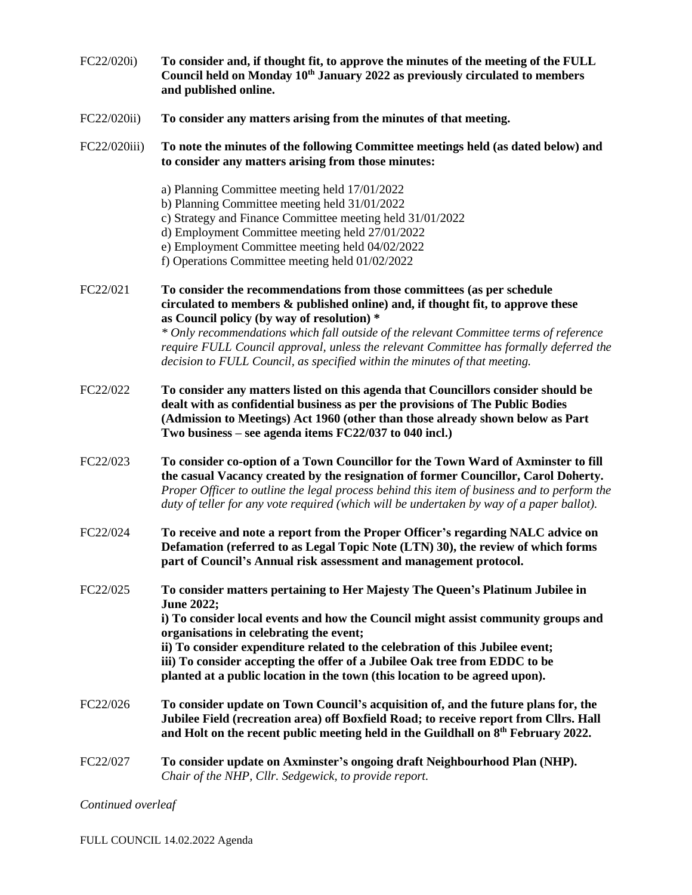FC22/020i) **To consider and, if thought fit, to approve the minutes of the meeting of the FULL Council held on Monday 10th January 2022 as previously circulated to members and published online.**

FC22/020ii) **To consider any matters arising from the minutes of that meeting.**

FC22/020iii) **To note the minutes of the following Committee meetings held (as dated below) and to consider any matters arising from those minutes:**

a) Planning Committee meeting held 17/01/2022
b) Planning Committee meeting held 31/01/2022
c) Strategy and Finance Committee meeting held 31/01/2022
d) Employment Committee meeting held 27/01/2022
e) Employment Committee meeting held 04/02/2022
f) Operations Committee meeting held 01/02/2022

FC22/021 **To consider the recommendations from those committees (as per schedule circulated to members & published online) and, if thought fit, to approve these as Council policy (by way of resolution) ***
*\* Only recommendations which fall outside of the relevant Committee terms of reference require FULL Council approval, unless the relevant Committee has formally deferred the decision to FULL Council, as specified within the minutes of that meeting.*

FC22/022 **To consider any matters listed on this agenda that Councillors consider should be dealt with as confidential business as per the provisions of The Public Bodies (Admission to Meetings) Act 1960 (other than those already shown below as Part Two business – see agenda items FC22/037 to 040 incl.)**

FC22/023 **To consider co-option of a Town Councillor for the Town Ward of Axminster to fill the casual Vacancy created by the resignation of former Councillor, Carol Doherty.**
*Proper Officer to outline the legal process behind this item of business and to perform the duty of teller for any vote required (which will be undertaken by way of a paper ballot).*

FC22/024 **To receive and note a report from the Proper Officer's regarding NALC advice on Defamation (referred to as Legal Topic Note (LTN) 30), the review of which forms part of Council's Annual risk assessment and management protocol.**

FC22/025 **To consider matters pertaining to Her Majesty The Queen's Platinum Jubilee in June 2022;**
**i) To consider local events and how the Council might assist community groups and organisations in celebrating the event;**
**ii) To consider expenditure related to the celebration of this Jubilee event;**
**iii) To consider accepting the offer of a Jubilee Oak tree from EDDC to be planted at a public location in the town (this location to be agreed upon).**

FC22/026 **To consider update on Town Council's acquisition of, and the future plans for, the Jubilee Field (recreation area) off Boxfield Road; to receive report from Cllrs. Hall and Holt on the recent public meeting held in the Guildhall on 8th February 2022.**

FC22/027 **To consider update on Axminster's ongoing draft Neighbourhood Plan (NHP).**
*Chair of the NHP, Cllr. Sedgewick, to provide report.*

*Continued overleaf*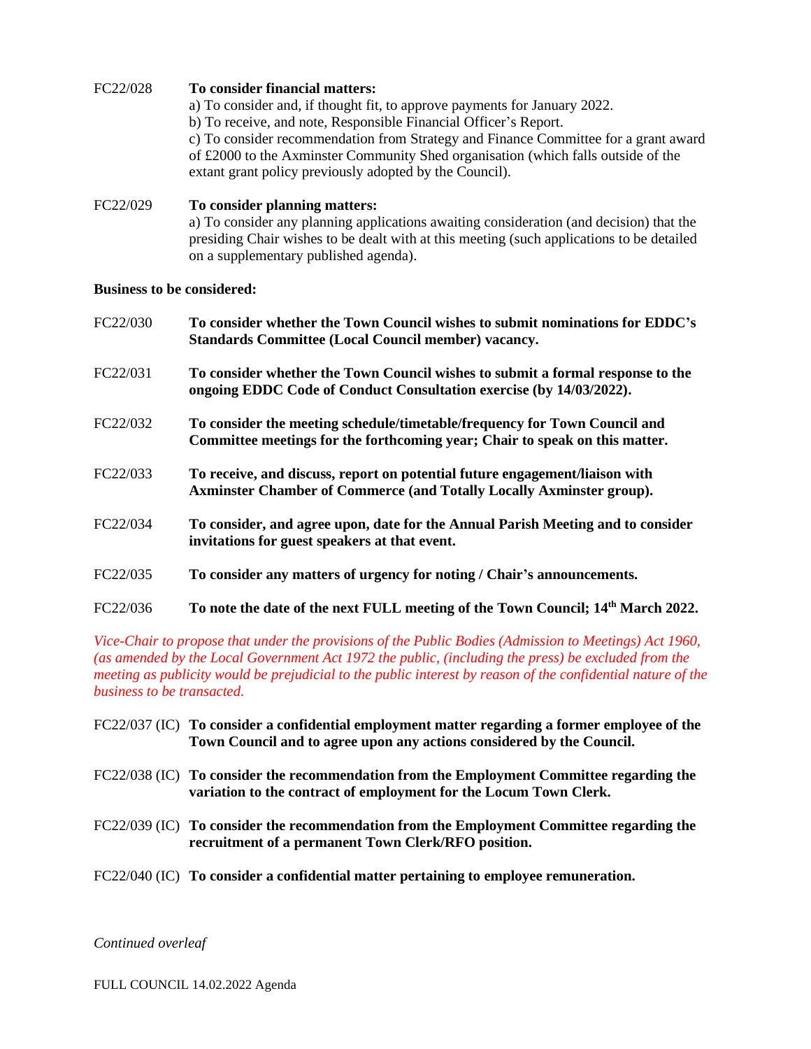FC22/028 **To consider financial matters:**

a) To consider and, if thought fit, to approve payments for January 2022.
b) To receive, and note, Responsible Financial Officer's Report.
c) To consider recommendation from Strategy and Finance Committee for a grant award of £2000 to the Axminster Community Shed organisation (which falls outside of the extant grant policy previously adopted by the Council).

FC22/029 **To consider planning matters:**

a) To consider any planning applications awaiting consideration (and decision) that the presiding Chair wishes to be dealt with at this meeting (such applications to be detailed on a supplementary published agenda).

**Business to be considered:**

FC22/030 **To consider whether the Town Council wishes to submit nominations for EDDC's Standards Committee (Local Council member) vacancy.**

FC22/031 **To consider whether the Town Council wishes to submit a formal response to the ongoing EDDC Code of Conduct Consultation exercise (by 14/03/2022).**

FC22/032 **To consider the meeting schedule/timetable/frequency for Town Council and Committee meetings for the forthcoming year; Chair to speak on this matter.**

FC22/033 **To receive, and discuss, report on potential future engagement/liaison with Axminster Chamber of Commerce (and Totally Locally Axminster group).**

FC22/034 **To consider, and agree upon, date for the Annual Parish Meeting and to consider invitations for guest speakers at that event.**

FC22/035 **To consider any matters of urgency for noting / Chair's announcements.**

FC22/036 **To note the date of the next FULL meeting of the Town Council; 14th March 2022.**

*Vice-Chair to propose that under the provisions of the Public Bodies (Admission to Meetings) Act 1960, (as amended by the Local Government Act 1972 the public, (including the press) be excluded from the meeting as publicity would be prejudicial to the public interest by reason of the confidential nature of the business to be transacted.*

FC22/037 (IC) **To consider a confidential employment matter regarding a former employee of the Town Council and to agree upon any actions considered by the Council.**

FC22/038 (IC) **To consider the recommendation from the Employment Committee regarding the variation to the contract of employment for the Locum Town Clerk.**

FC22/039 (IC) **To consider the recommendation from the Employment Committee regarding the recruitment of a permanent Town Clerk/RFO position.**

FC22/040 (IC) **To consider a confidential matter pertaining to employee remuneration.**

*Continued overleaf*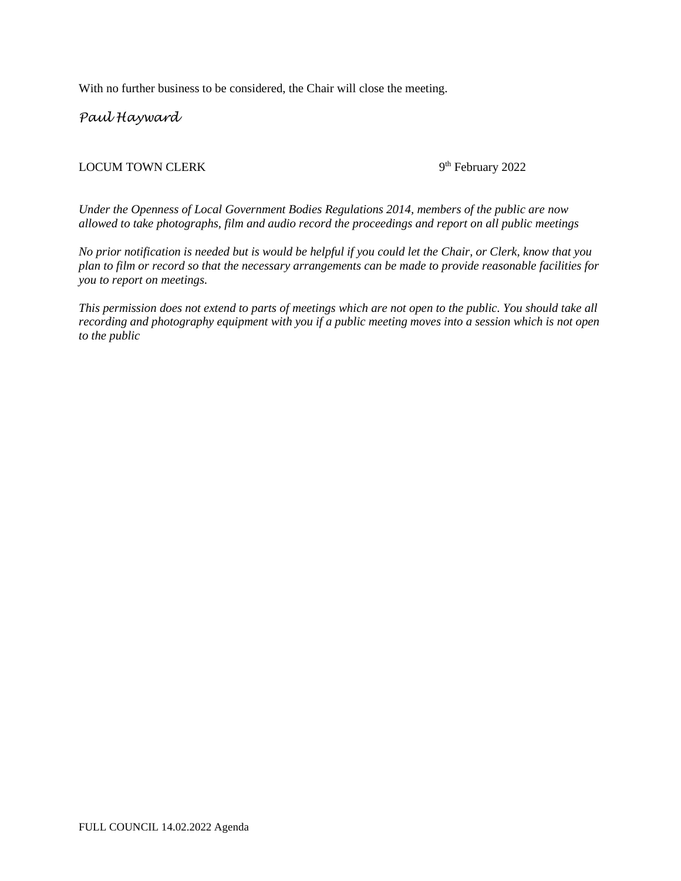With no further business to be considered, the Chair will close the meeting.

*Paul Hayward*

LOCUM TOWN CLERK 9th February 2022

*Under the Openness of Local Government Bodies Regulations 2014, members of the public are now allowed to take photographs, film and audio record the proceedings and report on all public meetings*

*No prior notification is needed but is would be helpful if you could let the Chair, or Clerk, know that you plan to film or record so that the necessary arrangements can be made to provide reasonable facilities for you to report on meetings.*

*This permission does not extend to parts of meetings which are not open to the public. You should take all recording and photography equipment with you if a public meeting moves into a session which is not open to the public*